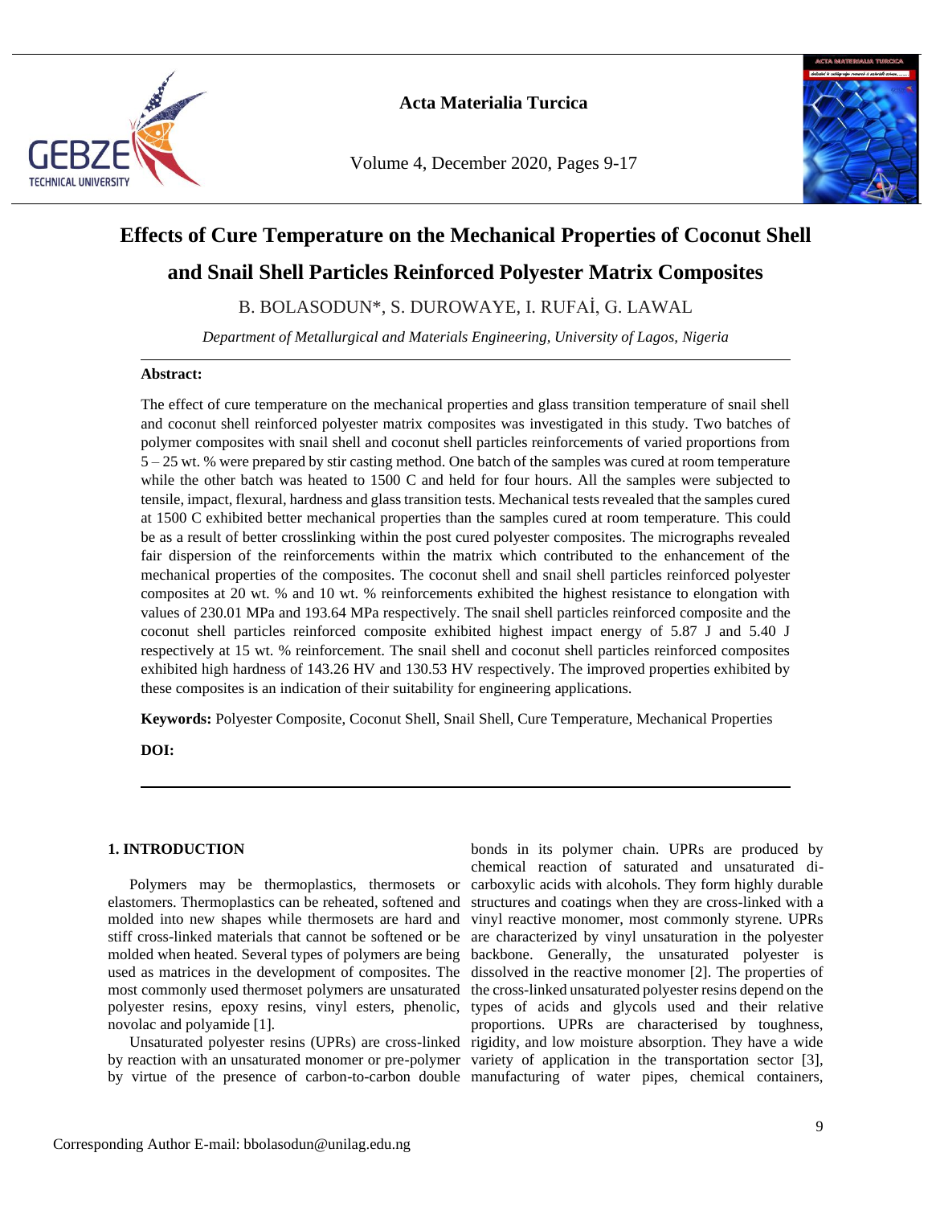# Effects of Cure Temperature on the Mechanical Properties of Coconut Shell and Snail Shell Particles Reinforced Polyester Matrix Composites

B. BOLASODUN*, S. DUROWAYE, I. RUFAİ, G. LAWAL

*Department of Metallurgical and Materials Engineering, University of Lagos, Nigeria*

**Abstract:**

The effect of cure temperature on the mechanical properties and glass transition temperature of snail shell and coconut shell reinforced polyester matrix composites was investigated in this study. Two batches of polymer composites with snail shell and coconut shell particles reinforcements of varied proportions from 5 – 25 wt. % were prepared by stir casting method. One batch of the samples was cured at room temperature while the other batch was heated to 1500 C and held for four hours. All the samples were subjected to tensile, impact, flexural, hardness and glass transition tests. Mechanical tests revealed that the samples cured at 1500 C exhibited better mechanical properties than the samples cured at room temperature. This could be as a result of better crosslinking within the post cured polyester composites. The micrographs revealed fair dispersion of the reinforcements within the matrix which contributed to the enhancement of the mechanical properties of the composites. The coconut shell and snail shell particles reinforced polyester composites at 20 wt. % and 10 wt. % reinforcements exhibited the highest resistance to elongation with values of 230.01 MPa and 193.64 MPa respectively. The snail shell particles reinforced composite and the coconut shell particles reinforced composite exhibited highest impact energy of 5.87 J and 5.40 J respectively at 15 wt. % reinforcement. The snail shell and coconut shell particles reinforced composites exhibited high hardness of 143.26 HV and 130.53 HV respectively. The improved properties exhibited by these composites is an indication of their suitability for engineering applications.

**Keywords:** Polyester Composite, Coconut Shell, Snail Shell, Cure Temperature, Mechanical Properties

**DOI:**

## 1. INTRODUCTION

Polymers may be thermoplastics, thermosets or elastomers. Thermoplastics can be reheated, softened and molded into new shapes while thermosets are hard and stiff cross-linked materials that cannot be softened or be molded when heated. Several types of polymers are being used as matrices in the development of composites. The most commonly used thermoset polymers are unsaturated polyester resins, epoxy resins, vinyl esters, phenolic, novolac and polyamide [1].

Unsaturated polyester resins (UPRs) are cross-linked by reaction with an unsaturated monomer or pre-polymer by virtue of the presence of carbon-to-carbon double bonds in its polymer chain. UPRs are produced by chemical reaction of saturated and unsaturated di-carboxylic acids with alcohols. They form highly durable structures and coatings when they are cross-linked with a vinyl reactive monomer, most commonly styrene. UPRs are characterized by vinyl unsaturation in the polyester backbone. Generally, the unsaturated polyester is dissolved in the reactive monomer [2]. The properties of the cross-linked unsaturated polyester resins depend on the types of acids and glycols used and their relative proportions. UPRs are characterised by toughness, rigidity, and low moisture absorption. They have a wide variety of application in the transportation sector [3], manufacturing of water pipes, chemical containers,

Corresponding Author E-mail: bbolasodun@unilag.edu.ng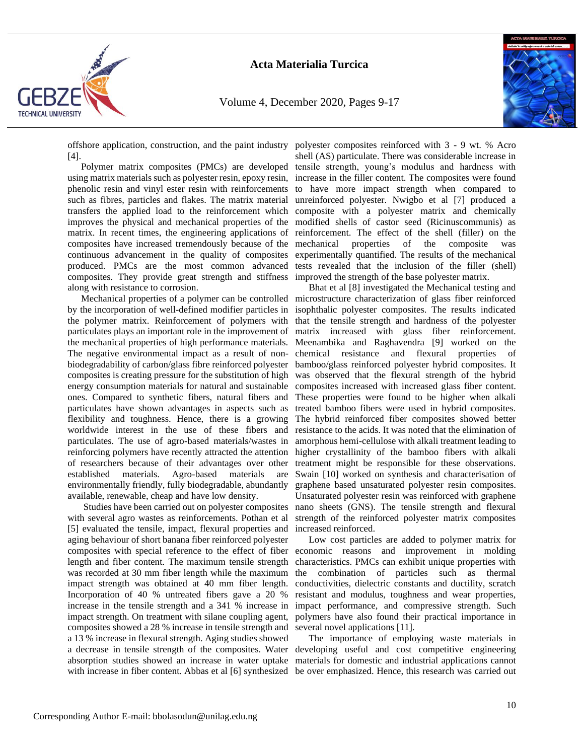offshore application, construction, and the paint industry [4].

Polymer matrix composites (PMCs) are developed using matrix materials such as polyester resin, epoxy resin, phenolic resin and vinyl ester resin with reinforcements such as fibres, particles and flakes. The matrix material transfers the applied load to the reinforcement which improves the physical and mechanical properties of the matrix. In recent times, the engineering applications of composites have increased tremendously because of the continuous advancement in the quality of composites produced. PMCs are the most common advanced composites. They provide great strength and stiffness along with resistance to corrosion.

Mechanical properties of a polymer can be controlled by the incorporation of well-defined modifier particles in the polymer matrix. Reinforcement of polymers with particulates plays an important role in the improvement of the mechanical properties of high performance materials. The negative environmental impact as a result of non-biodegradability of carbon/glass fibre reinforced polyester composites is creating pressure for the substitution of high energy consumption materials for natural and sustainable ones. Compared to synthetic fibers, natural fibers and particulates have shown advantages in aspects such as flexibility and toughness. Hence, there is a growing worldwide interest in the use of these fibers and particulates. The use of agro-based materials/wastes in reinforcing polymers have recently attracted the attention of researchers because of their advantages over other established materials. Agro-based materials are environmentally friendly, fully biodegradable, abundantly available, renewable, cheap and have low density.

Studies have been carried out on polyester composites with several agro wastes as reinforcements. Pothan et al [5] evaluated the tensile, impact, flexural properties and aging behaviour of short banana fiber reinforced polyester composites with special reference to the effect of fiber length and fiber content. The maximum tensile strength was recorded at 30 mm fiber length while the maximum impact strength was obtained at 40 mm fiber length. Incorporation of 40 % untreated fibers gave a 20 % increase in the tensile strength and a 341 % increase in impact strength. On treatment with silane coupling agent, composites showed a 28 % increase in tensile strength and a 13 % increase in flexural strength. Aging studies showed a decrease in tensile strength of the composites. Water absorption studies showed an increase in water uptake with increase in fiber content. Abbas et al [6] synthesized polyester composites reinforced with 3 - 9 wt. % Acro shell (AS) particulate. There was considerable increase in tensile strength, young's modulus and hardness with increase in the filler content. The composites were found to have more impact strength when compared to unreinforced polyester. Nwigbo et al [7] produced a composite with a polyester matrix and chemically modified shells of castor seed (Ricinuscommunis) as reinforcement. The effect of the shell (filler) on the mechanical properties of the composite was experimentally quantified. The results of the mechanical tests revealed that the inclusion of the filler (shell) improved the strength of the base polyester matrix.

Bhat et al [8] investigated the Mechanical testing and microstructure characterization of glass fiber reinforced isophthalic polyester composites. The results indicated that the tensile strength and hardness of the polyester matrix increased with glass fiber reinforcement. Meenambika and Raghavendra [9] worked on the chemical resistance and flexural properties of bamboo/glass reinforced polyester hybrid composites. It was observed that the flexural strength of the hybrid composites increased with increased glass fiber content. These properties were found to be higher when alkali treated bamboo fibers were used in hybrid composites. The hybrid reinforced fiber composites showed better resistance to the acids. It was noted that the elimination of amorphous hemi-cellulose with alkali treatment leading to higher crystallinity of the bamboo fibers with alkali treatment might be responsible for these observations. Swain [10] worked on synthesis and characterisation of graphene based unsaturated polyester resin composites. Unsaturated polyester resin was reinforced with graphene nano sheets (GNS). The tensile strength and flexural strength of the reinforced polyester matrix composites increased reinforced.

Low cost particles are added to polymer matrix for economic reasons and improvement in molding characteristics. PMCs can exhibit unique properties with the combination of particles such as thermal conductivities, dielectric constants and ductility, scratch resistant and modulus, toughness and wear properties, impact performance, and compressive strength. Such polymers have also found their practical importance in several novel applications [11].

The importance of employing waste materials in developing useful and cost competitive engineering materials for domestic and industrial applications cannot be over emphasized. Hence, this research was carried out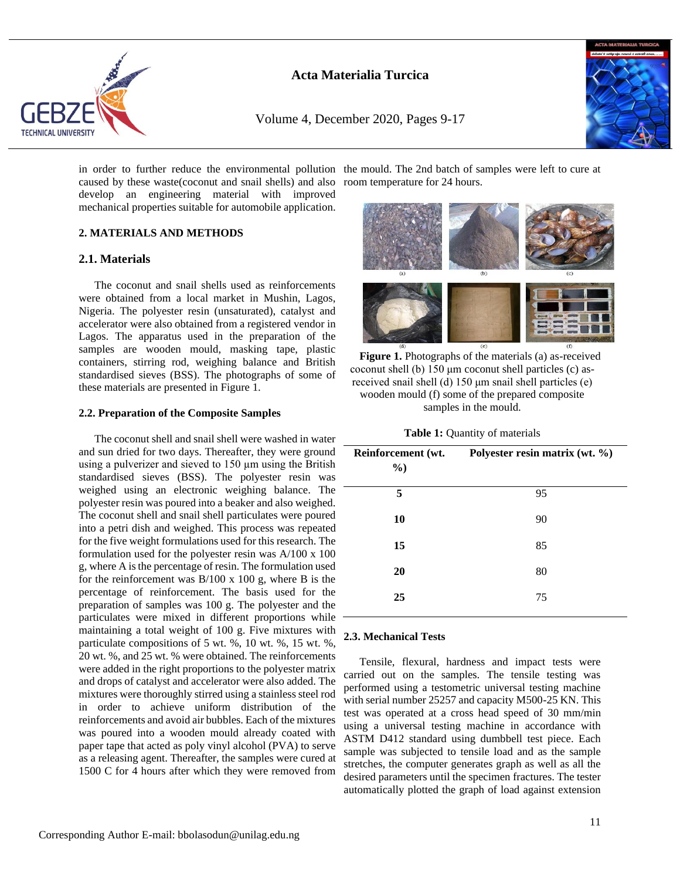in order to further reduce the environmental pollution caused by these waste(coconut and snail shells) and also develop an engineering material with improved mechanical properties suitable for automobile application.

## 2. MATERIALS AND METHODS

### 2.1. Materials

The coconut and snail shells used as reinforcements were obtained from a local market in Mushin, Lagos, Nigeria. The polyester resin (unsaturated), catalyst and accelerator were also obtained from a registered vendor in Lagos. The apparatus used in the preparation of the samples are wooden mould, masking tape, plastic containers, stirring rod, weighing balance and British standardised sieves (BSS). The photographs of some of these materials are presented in Figure 1.

### 2.2. Preparation of the Composite Samples

The coconut shell and snail shell were washed in water and sun dried for two days. Thereafter, they were ground using a pulverizer and sieved to 150 µm using the British standardised sieves (BSS). The polyester resin was weighed using an electronic weighing balance. The polyester resin was poured into a beaker and also weighed. The coconut shell and snail shell particulates were poured into a petri dish and weighed. This process was repeated for the five weight formulations used for this research. The formulation used for the polyester resin was A/100 x 100 g, where A is the percentage of resin. The formulation used for the reinforcement was B/100 x 100 g, where B is the percentage of reinforcement. The basis used for the preparation of samples was 100 g. The polyester and the particulates were mixed in different proportions while maintaining a total weight of 100 g. Five mixtures with particulate compositions of 5 wt. %, 10 wt. %, 15 wt. %, 20 wt. %, and 25 wt. % were obtained. The reinforcements were added in the right proportions to the polyester matrix and drops of catalyst and accelerator were also added. The mixtures were thoroughly stirred using a stainless steel rod in order to achieve uniform distribution of the reinforcements and avoid air bubbles. Each of the mixtures was poured into a wooden mould already coated with paper tape that acted as poly vinyl alcohol (PVA) to serve as a releasing agent. Thereafter, the samples were cured at 1500 C for 4 hours after which they were removed from the mould. The 2nd batch of samples were left to cure at room temperature for 24 hours.

**Figure 1.** Photographs of the materials (a) as-received coconut shell (b) 150 µm coconut shell particles (c) as-received snail shell (d) 150 µm snail shell particles (e) wooden mould (f) some of the prepared composite samples in the mould.

**Table 1:** Quantity of materials

| Reinforcement (wt. %) | Polyester resin matrix (wt. %) |
|---|---|
| **5** | 95 |
| **10** | 90 |
| **15** | 85 |
| **20** | 80 |
| **25** | 75 |

### 2.3. Mechanical Tests

Tensile, flexural, hardness and impact tests were carried out on the samples. The tensile testing was performed using a testometric universal testing machine with serial number 25257 and capacity M500-25 KN. This test was operated at a cross head speed of 30 mm/min using a universal testing machine in accordance with ASTM D412 standard using dumbbell test piece. Each sample was subjected to tensile load and as the sample stretches, the computer generates graph as well as all the desired parameters until the specimen fractures. The tester automatically plotted the graph of load against extension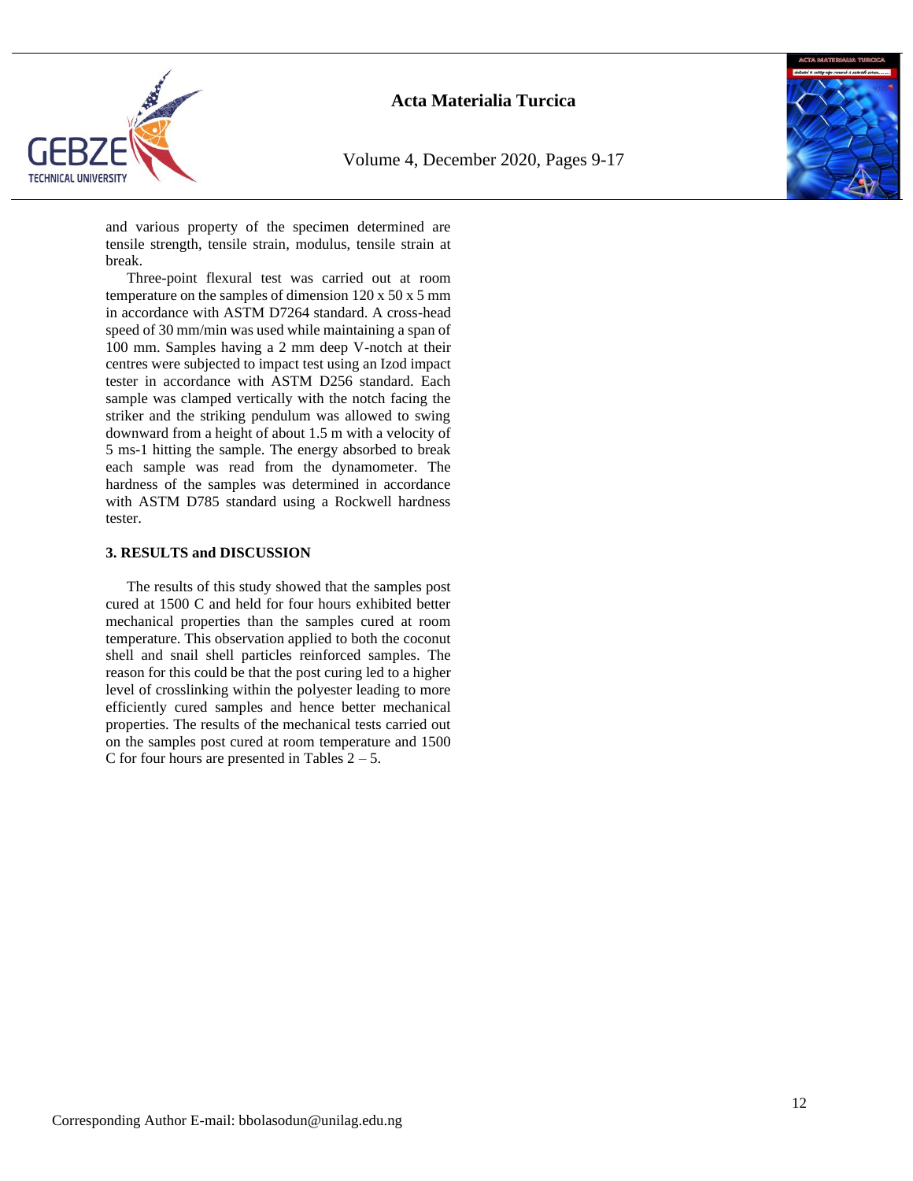and various property of the specimen determined are tensile strength, tensile strain, modulus, tensile strain at break.

Three-point flexural test was carried out at room temperature on the samples of dimension 120 x 50 x 5 mm in accordance with ASTM D7264 standard. A cross-head speed of 30 mm/min was used while maintaining a span of 100 mm. Samples having a 2 mm deep V-notch at their centres were subjected to impact test using an Izod impact tester in accordance with ASTM D256 standard. Each sample was clamped vertically with the notch facing the striker and the striking pendulum was allowed to swing downward from a height of about 1.5 m with a velocity of 5 ms-1 hitting the sample. The energy absorbed to break each sample was read from the dynamometer. The hardness of the samples was determined in accordance with ASTM D785 standard using a Rockwell hardness tester.

## 3. RESULTS and DISCUSSION

The results of this study showed that the samples post cured at 1500 C and held for four hours exhibited better mechanical properties than the samples cured at room temperature. This observation applied to both the coconut shell and snail shell particles reinforced samples. The reason for this could be that the post curing led to a higher level of crosslinking within the polyester leading to more efficiently cured samples and hence better mechanical properties. The results of the mechanical tests carried out on the samples post cured at room temperature and 1500 C for four hours are presented in Tables 2 – 5.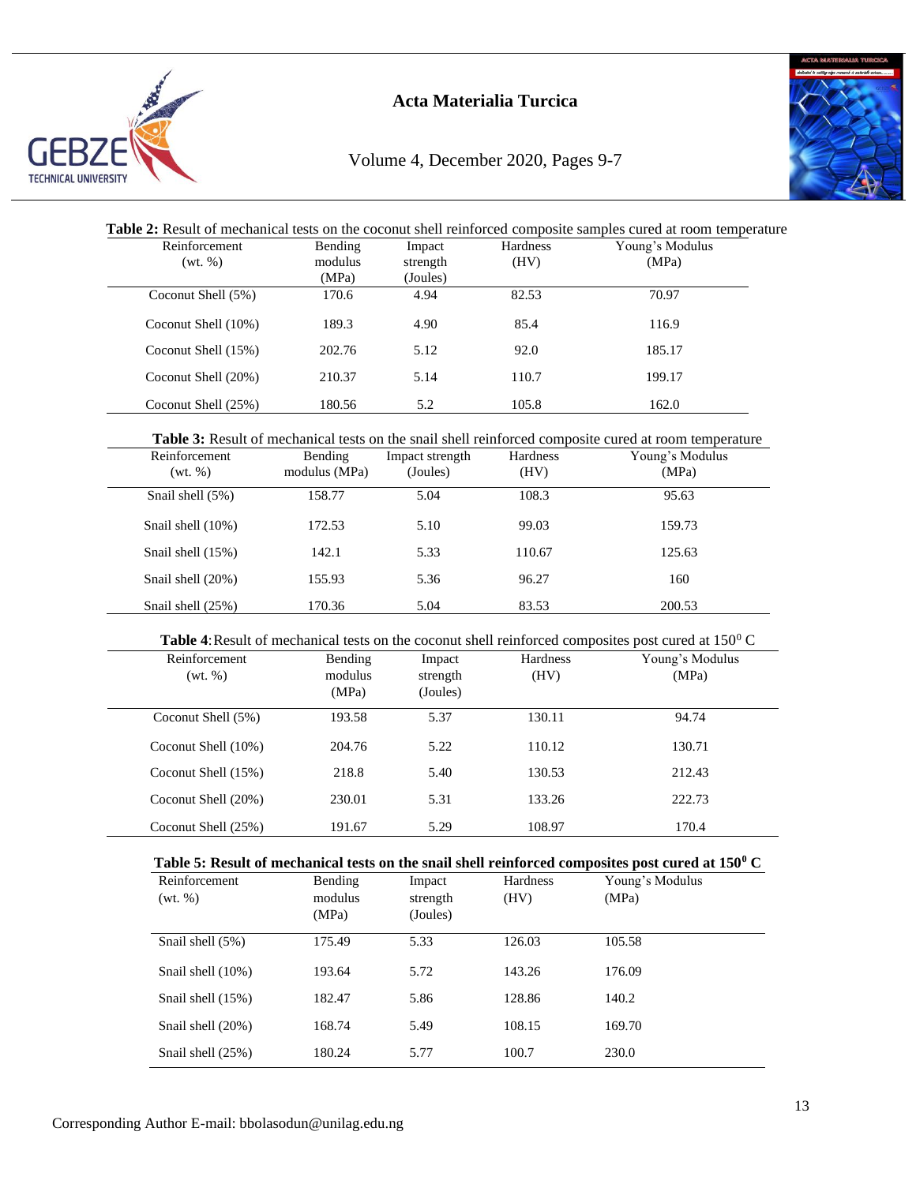**Table 2:** Result of mechanical tests on the coconut shell reinforced composite samples cured at room temperature

| Reinforcement (wt. %) | Bending modulus (MPa) | Impact strength (Joules) | Hardness (HV) | Young's Modulus (MPa) |
|---|---|---|---|---|
| Coconut Shell (5%) | 170.6 | 4.94 | 82.53 | 70.97 |
| Coconut Shell (10%) | 189.3 | 4.90 | 85.4 | 116.9 |
| Coconut Shell (15%) | 202.76 | 5.12 | 92.0 | 185.17 |
| Coconut Shell (20%) | 210.37 | 5.14 | 110.7 | 199.17 |
| Coconut Shell (25%) | 180.56 | 5.2 | 105.8 | 162.0 |

**Table 3:** Result of mechanical tests on the snail shell reinforced composite cured at room temperature

| Reinforcement (wt. %) | Bending modulus (MPa) | Impact strength (Joules) | Hardness (HV) | Young's Modulus (MPa) |
|---|---|---|---|---|
| Snail shell (5%) | 158.77 | 5.04 | 108.3 | 95.63 |
| Snail shell (10%) | 172.53 | 5.10 | 99.03 | 159.73 |
| Snail shell (15%) | 142.1 | 5.33 | 110.67 | 125.63 |
| Snail shell (20%) | 155.93 | 5.36 | 96.27 | 160 |
| Snail shell (25%) | 170.36 | 5.04 | 83.53 | 200.53 |

**Table 4**: Result of mechanical tests on the coconut shell reinforced composites post cured at $150^0$ C

| Reinforcement (wt. %) | Bending modulus (MPa) | Impact strength (Joules) | Hardness (HV) | Young's Modulus (MPa) |
|---|---|---|---|---|
| Coconut Shell (5%) | 193.58 | 5.37 | 130.11 | 94.74 |
| Coconut Shell (10%) | 204.76 | 5.22 | 110.12 | 130.71 |
| Coconut Shell (15%) | 218.8 | 5.40 | 130.53 | 212.43 |
| Coconut Shell (20%) | 230.01 | 5.31 | 133.26 | 222.73 |
| Coconut Shell (25%) | 191.67 | 5.29 | 108.97 | 170.4 |

**Table 5: Result of mechanical tests on the snail shell reinforced composites post cured at $150^0$ C**

| Reinforcement (wt. %) | Bending modulus (MPa) | Impact strength (Joules) | Hardness (HV) | Young's Modulus (MPa) |
|---|---|---|---|---|
| Snail shell (5%) | 175.49 | 5.33 | 126.03 | 105.58 |
| Snail shell (10%) | 193.64 | 5.72 | 143.26 | 176.09 |
| Snail shell (15%) | 182.47 | 5.86 | 128.86 | 140.2 |
| Snail shell (20%) | 168.74 | 5.49 | 108.15 | 169.70 |
| Snail shell (25%) | 180.24 | 5.77 | 100.7 | 230.0 |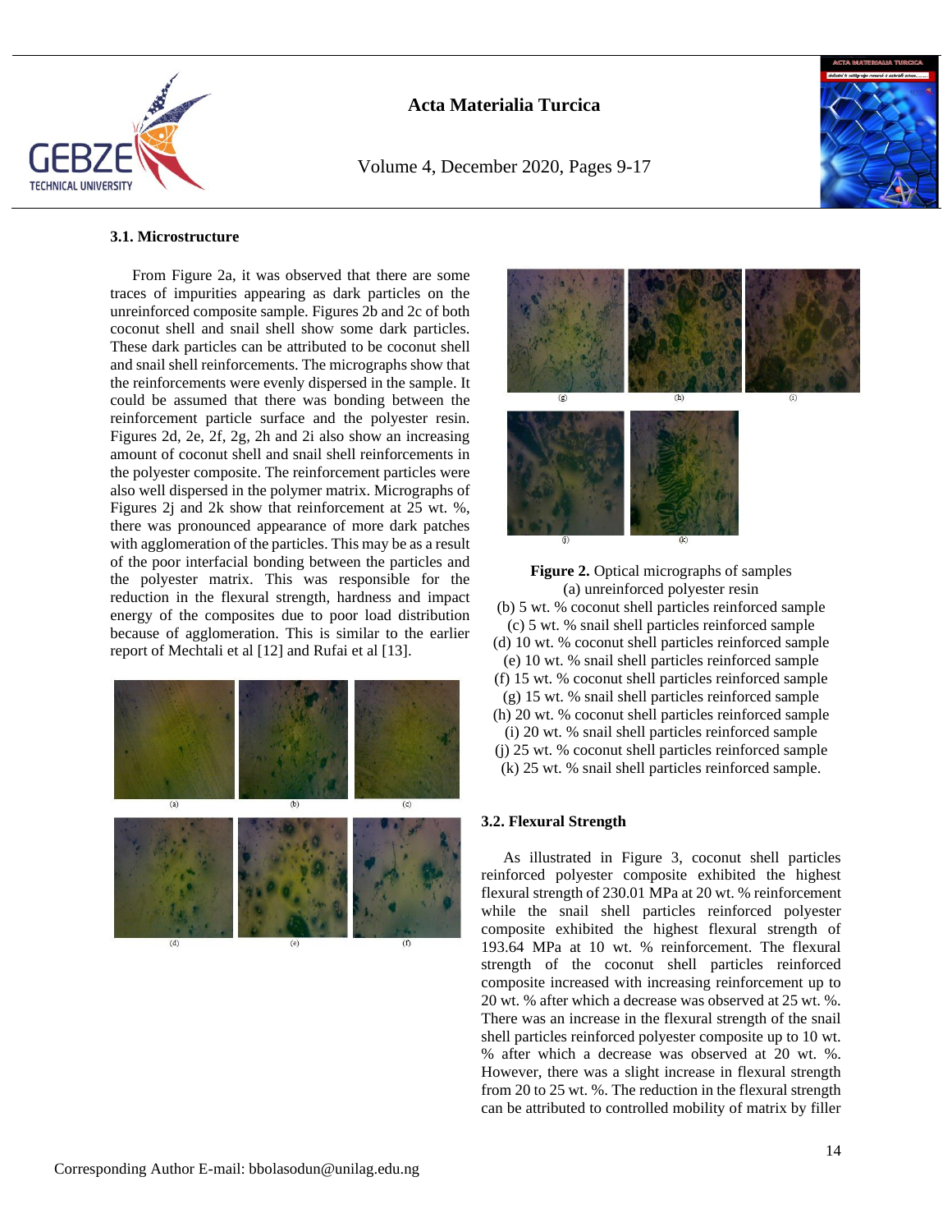### 3.1. Microstructure

From Figure 2a, it was observed that there are some traces of impurities appearing as dark particles on the unreinforced composite sample. Figures 2b and 2c of both coconut shell and snail shell show some dark particles. These dark particles can be attributed to be coconut shell and snail shell reinforcements. The micrographs show that the reinforcements were evenly dispersed in the sample. It could be assumed that there was bonding between the reinforcement particle surface and the polyester resin. Figures 2d, 2e, 2f, 2g, 2h and 2i also show an increasing amount of coconut shell and snail shell reinforcements in the polyester composite. The reinforcement particles were also well dispersed in the polymer matrix. Micrographs of Figures 2j and 2k show that reinforcement at 25 wt. %, there was pronounced appearance of more dark patches with agglomeration of the particles. This may be as a result of the poor interfacial bonding between the particles and the polyester matrix. This was responsible for the reduction in the flexural strength, hardness and impact energy of the composites due to poor load distribution because of agglomeration. This is similar to the earlier report of Mechtali et al [12] and Rufai et al [13].

**Figure 2.** Optical micrographs of samples
(a) unreinforced polyester resin
(b) 5 wt. % coconut shell particles reinforced sample
(c) 5 wt. % snail shell particles reinforced sample
(d) 10 wt. % coconut shell particles reinforced sample
(e) 10 wt. % snail shell particles reinforced sample
(f) 15 wt. % coconut shell particles reinforced sample
(g) 15 wt. % snail shell particles reinforced sample
(h) 20 wt. % coconut shell particles reinforced sample
(i) 20 wt. % snail shell particles reinforced sample
(j) 25 wt. % coconut shell particles reinforced sample
(k) 25 wt. % snail shell particles reinforced sample.

### 3.2. Flexural Strength

As illustrated in Figure 3, coconut shell particles reinforced polyester composite exhibited the highest flexural strength of 230.01 MPa at 20 wt. % reinforcement while the snail shell particles reinforced polyester composite exhibited the highest flexural strength of 193.64 MPa at 10 wt. % reinforcement. The flexural strength of the coconut shell particles reinforced composite increased with increasing reinforcement up to 20 wt. % after which a decrease was observed at 25 wt. %. There was an increase in the flexural strength of the snail shell particles reinforced polyester composite up to 10 wt. % after which a decrease was observed at 20 wt. %. However, there was a slight increase in flexural strength from 20 to 25 wt. %. The reduction in the flexural strength can be attributed to controlled mobility of matrix by filler

Corresponding Author E-mail: bbolasodun@unilag.edu.ng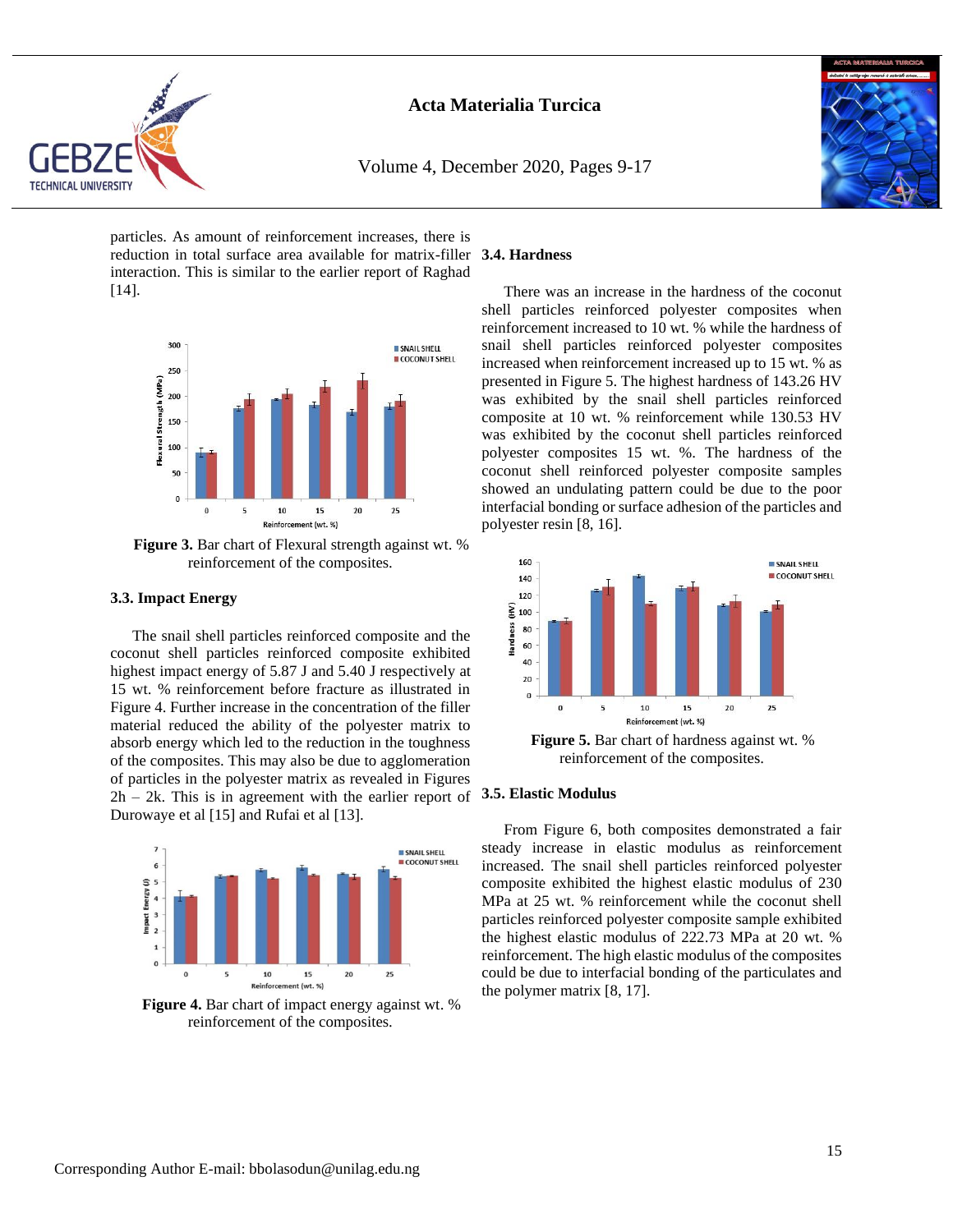particles. As amount of reinforcement increases, there is reduction in total surface area available for matrix-filler interaction. This is similar to the earlier report of Raghad [14].

**Figure 3.** Bar chart of Flexural strength against wt. % reinforcement of the composites.

### 3.3. Impact Energy

The snail shell particles reinforced composite and the coconut shell particles reinforced composite exhibited highest impact energy of 5.87 J and 5.40 J respectively at 15 wt. % reinforcement before fracture as illustrated in Figure 4. Further increase in the concentration of the filler material reduced the ability of the polyester matrix to absorb energy which led to the reduction in the toughness of the composites. This may also be due to agglomeration of particles in the polyester matrix as revealed in Figures 2h – 2k. This is in agreement with the earlier report of Durowaye et al [15] and Rufai et al [13].

**Figure 4.** Bar chart of impact energy against wt. % reinforcement of the composites.

### 3.4. Hardness

There was an increase in the hardness of the coconut shell particles reinforced polyester composites when reinforcement increased to 10 wt. % while the hardness of snail shell particles reinforced polyester composites increased when reinforcement increased up to 15 wt. % as presented in Figure 5. The highest hardness of 143.26 HV was exhibited by the snail shell particles reinforced composite at 10 wt. % reinforcement while 130.53 HV was exhibited by the coconut shell particles reinforced polyester composites 15 wt. %. The hardness of the coconut shell reinforced polyester composite samples showed an undulating pattern could be due to the poor interfacial bonding or surface adhesion of the particles and polyester resin [8, 16].

**Figure 5.** Bar chart of hardness against wt. % reinforcement of the composites.

### 3.5. Elastic Modulus

From Figure 6, both composites demonstrated a fair steady increase in elastic modulus as reinforcement increased. The snail shell particles reinforced polyester composite exhibited the highest elastic modulus of 230 MPa at 25 wt. % reinforcement while the coconut shell particles reinforced polyester composite sample exhibited the highest elastic modulus of 222.73 MPa at 20 wt. % reinforcement. The high elastic modulus of the composites could be due to interfacial bonding of the particulates and the polymer matrix [8, 17].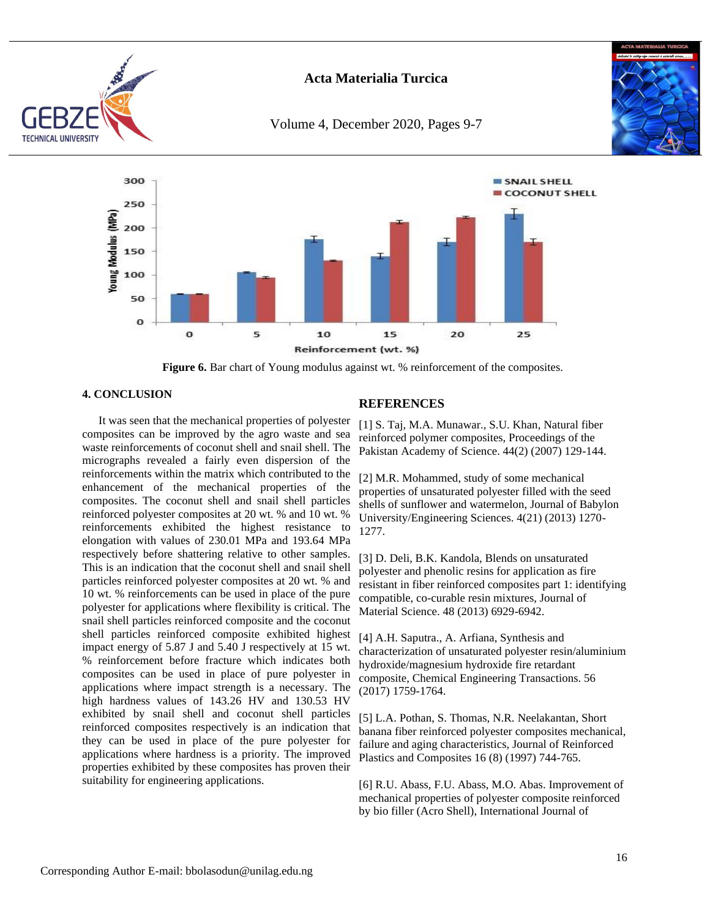**Figure 6.** Bar chart of Young modulus against wt. % reinforcement of the composites.

## 4. CONCLUSION

It was seen that the mechanical properties of polyester composites can be improved by the agro waste and sea waste reinforcements of coconut shell and snail shell. The micrographs revealed a fairly even dispersion of the reinforcements within the matrix which contributed to the enhancement of the mechanical properties of the composites. The coconut shell and snail shell particles reinforced polyester composites at 20 wt. % and 10 wt. % reinforcements exhibited the highest resistance to elongation with values of 230.01 MPa and 193.64 MPa respectively before shattering relative to other samples. This is an indication that the coconut shell and snail shell particles reinforced polyester composites at 20 wt. % and 10 wt. % reinforcements can be used in place of the pure polyester for applications where flexibility is critical. The snail shell particles reinforced composite and the coconut shell particles reinforced composite exhibited highest impact energy of 5.87 J and 5.40 J respectively at 15 wt. % reinforcement before fracture which indicates both composites can be used in place of pure polyester in applications where impact strength is a necessary. The high hardness values of 143.26 HV and 130.53 HV exhibited by snail shell and coconut shell particles reinforced composites respectively is an indication that they can be used in place of the pure polyester for applications where hardness is a priority. The improved properties exhibited by these composites has proven their suitability for engineering applications.

## REFERENCES

[1] S. Taj, M.A. Munawar., S.U. Khan, Natural fiber reinforced polymer composites, Proceedings of the Pakistan Academy of Science. 44(2) (2007) 129-144.

[2] M.R. Mohammed, study of some mechanical properties of unsaturated polyester filled with the seed shells of sunflower and watermelon, Journal of Babylon University/Engineering Sciences. 4(21) (2013) 1270-1277.

[3] D. Deli, B.K. Kandola, Blends on unsaturated polyester and phenolic resins for application as fire resistant in fiber reinforced composites part 1: identifying compatible, co-curable resin mixtures, Journal of Material Science. 48 (2013) 6929-6942.

[4] A.H. Saputra., A. Arfiana, Synthesis and characterization of unsaturated polyester resin/aluminium hydroxide/magnesium hydroxide fire retardant composite, Chemical Engineering Transactions. 56 (2017) 1759-1764.

[5] L.A. Pothan, S. Thomas, N.R. Neelakantan, Short banana fiber reinforced polyester composites mechanical, failure and aging characteristics, Journal of Reinforced Plastics and Composites 16 (8) (1997) 744-765.

[6] R.U. Abass, F.U. Abass, M.O. Abas. Improvement of mechanical properties of polyester composite reinforced by bio filler (Acro Shell), International Journal of

Corresponding Author E-mail: bbolasodun@unilag.edu.ng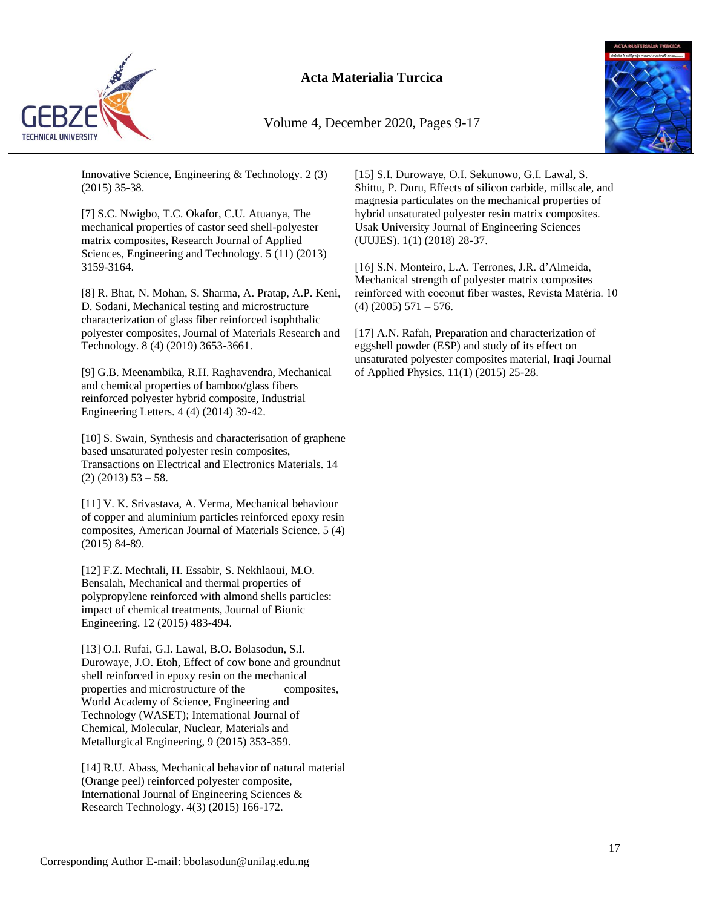Innovative Science, Engineering & Technology. 2 (3) (2015) 35-38.

[7] S.C. Nwigbo, T.C. Okafor, C.U. Atuanya, The mechanical properties of castor seed shell-polyester matrix composites, Research Journal of Applied Sciences, Engineering and Technology. 5 (11) (2013) 3159-3164.

[8] R. Bhat, N. Mohan, S. Sharma, A. Pratap, A.P. Keni, D. Sodani, Mechanical testing and microstructure characterization of glass fiber reinforced isophthalic polyester composites, Journal of Materials Research and Technology. 8 (4) (2019) 3653-3661.

[9] G.B. Meenambika, R.H. Raghavendra, Mechanical and chemical properties of bamboo/glass fibers reinforced polyester hybrid composite, Industrial Engineering Letters. 4 (4) (2014) 39-42.

[10] S. Swain, Synthesis and characterisation of graphene based unsaturated polyester resin composites, Transactions on Electrical and Electronics Materials. 14 (2) (2013) 53 – 58.

[11] V. K. Srivastava, A. Verma, Mechanical behaviour of copper and aluminium particles reinforced epoxy resin composites, American Journal of Materials Science. 5 (4) (2015) 84-89.

[12] F.Z. Mechtali, H. Essabir, S. Nekhlaoui, M.O. Bensalah, Mechanical and thermal properties of polypropylene reinforced with almond shells particles: impact of chemical treatments, Journal of Bionic Engineering. 12 (2015) 483-494.

[13] O.I. Rufai, G.I. Lawal, B.O. Bolasodun, S.I. Durowaye, J.O. Etoh, Effect of cow bone and groundnut shell reinforced in epoxy resin on the mechanical properties and microstructure of the composites, World Academy of Science, Engineering and Technology (WASET); International Journal of Chemical, Molecular, Nuclear, Materials and Metallurgical Engineering, 9 (2015) 353-359.

[14] R.U. Abass, Mechanical behavior of natural material (Orange peel) reinforced polyester composite, International Journal of Engineering Sciences & Research Technology. 4(3) (2015) 166-172.

[15] S.I. Durowaye, O.I. Sekunowo, G.I. Lawal, S. Shittu, P. Duru, Effects of silicon carbide, millscale, and magnesia particulates on the mechanical properties of hybrid unsaturated polyester resin matrix composites. Usak University Journal of Engineering Sciences (UUJES). 1(1) (2018) 28-37.

[16] S.N. Monteiro, L.A. Terrones, J.R. d'Almeida, Mechanical strength of polyester matrix composites reinforced with coconut fiber wastes, Revista Matéria. 10 (4) (2005) 571 – 576.

[17] A.N. Rafah, Preparation and characterization of eggshell powder (ESP) and study of its effect on unsaturated polyester composites material, Iraqi Journal of Applied Physics. 11(1) (2015) 25-28.

Corresponding Author E-mail: bbolasodun@unilag.edu.ng